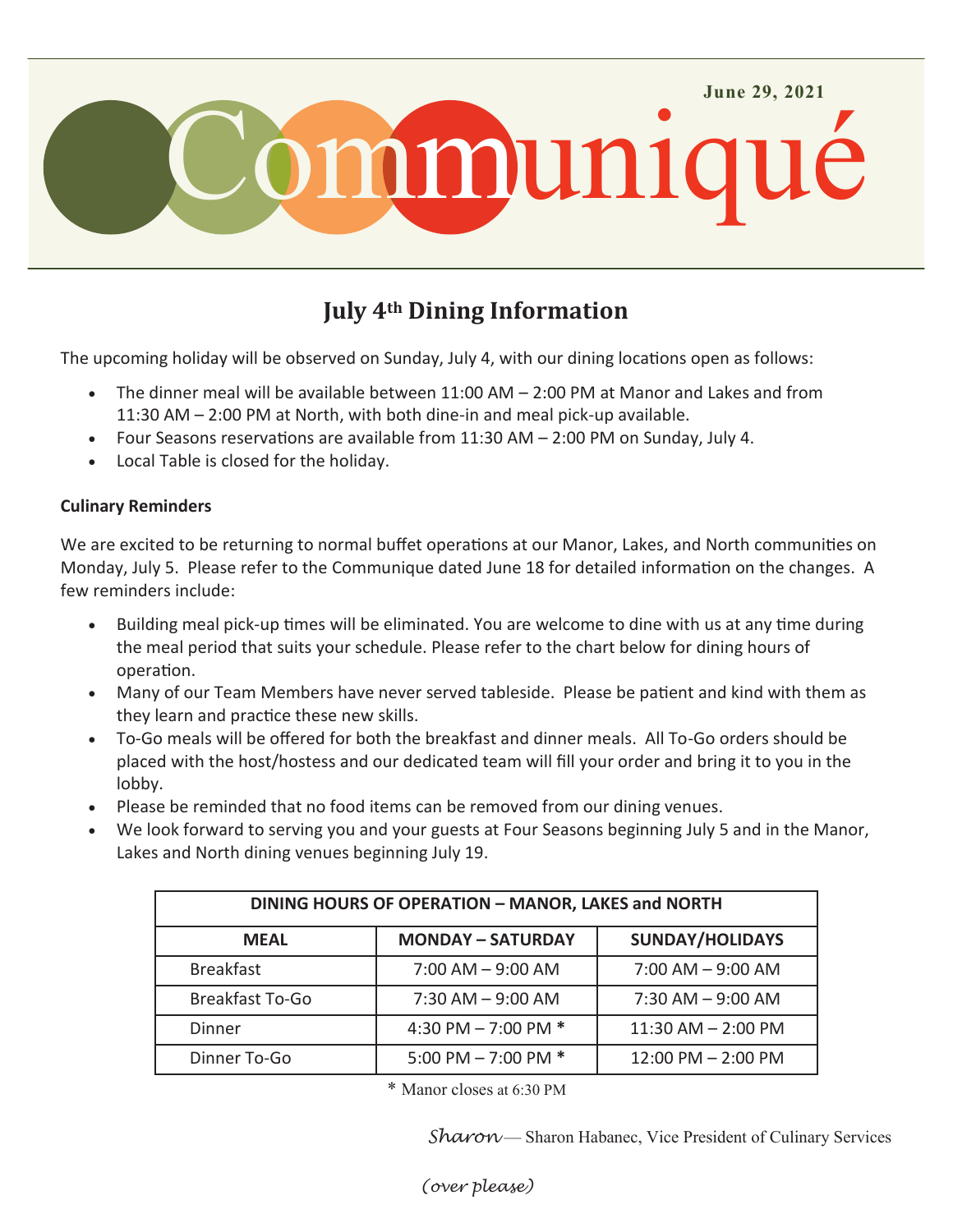June 29, 2021

# Communiqué

## July 4th Dining Information

The upcoming holiday will be observed on Sunday, July 4, with our dining locations open as follows:

- The dinner meal will be available between 11:00 AM – 2:00 PM at Manor and Lakes and from 11:30 AM – 2:00 PM at North, with both dine-in and meal pick-up available.
- Four Seasons reservations are available from 11:30 AM – 2:00 PM on Sunday, July 4.
- Local Table is closed for the holiday.

**Culinary Reminders**

We are excited to be returning to normal buffet operations at our Manor, Lakes, and North communities on Monday, July 5. Please refer to the Communique dated June 18 for detailed information on the changes. A few reminders include:

- Building meal pick-up times will be eliminated. You are welcome to dine with us at any time during the meal period that suits your schedule. Please refer to the chart below for dining hours of operation.
- Many of our Team Members have never served tableside. Please be patient and kind with them as they learn and practice these new skills.
- To-Go meals will be offered for both the breakfast and dinner meals. All To-Go orders should be placed with the host/hostess and our dedicated team will fill your order and bring it to you in the lobby.
- Please be reminded that no food items can be removed from our dining venues.
- We look forward to serving you and your guests at Four Seasons beginning July 5 and in the Manor, Lakes and North dining venues beginning July 19.

| DINING HOURS OF OPERATION – MANOR, LAKES and NORTH | | |
|---|---|---|
| **MEAL** | **MONDAY – SATURDAY** | **SUNDAY/HOLIDAYS** |
| Breakfast | 7:00 AM – 9:00 AM | 7:00 AM – 9:00 AM |
| Breakfast To-Go | 7:30 AM – 9:00 AM | 7:30 AM – 9:00 AM |
| Dinner | 4:30 PM – 7:00 PM * | 11:30 AM – 2:00 PM |
| Dinner To-Go | 5:00 PM – 7:00 PM * | 12:00 PM – 2:00 PM |

\* Manor closes at 6:30 PM

*Sharon* — Sharon Habanec, Vice President of Culinary Services

*(over please)*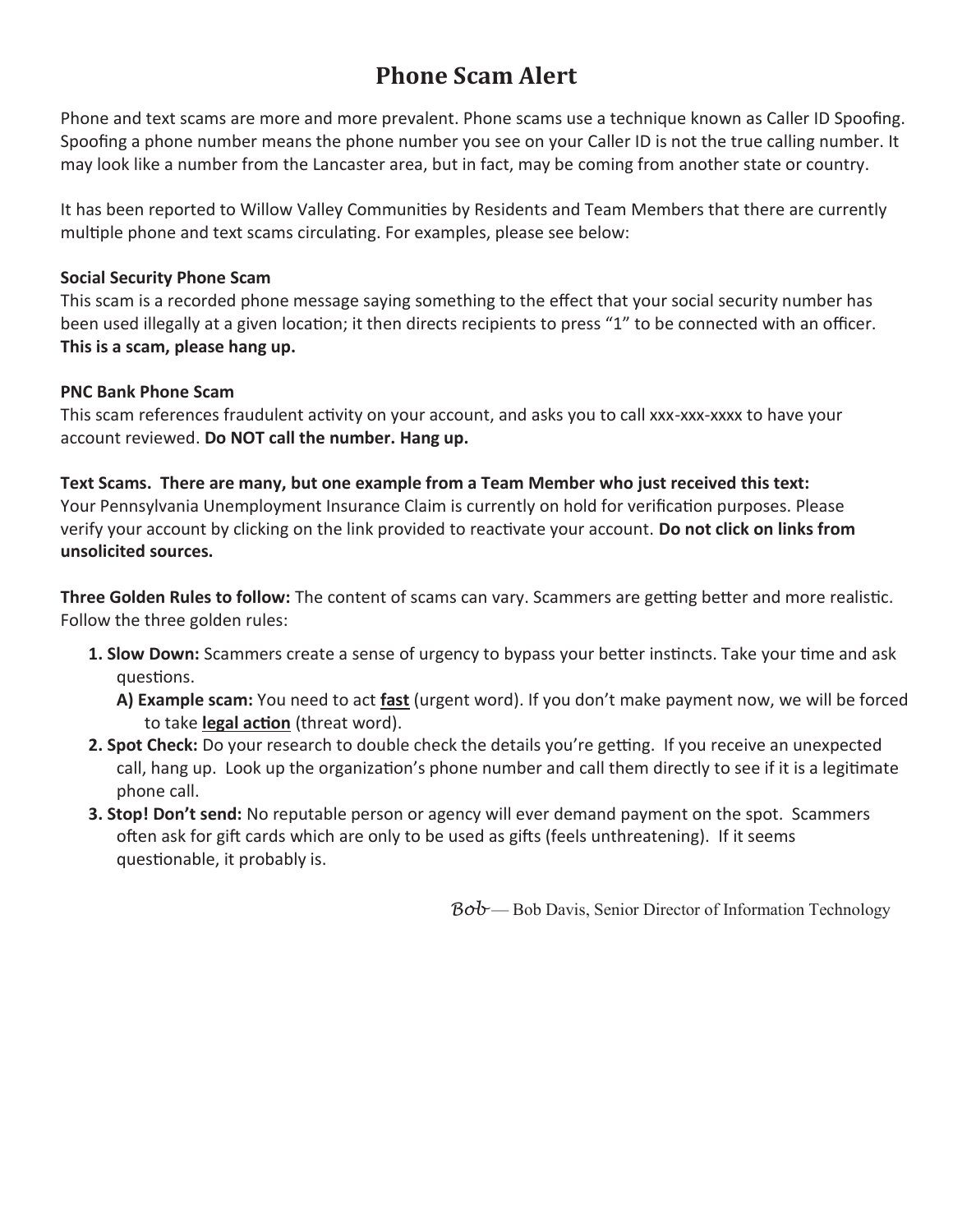# Phone Scam Alert

Phone and text scams are more and more prevalent. Phone scams use a technique known as Caller ID Spoofing. Spoofing a phone number means the phone number you see on your Caller ID is not the true calling number. It may look like a number from the Lancaster area, but in fact, may be coming from another state or country.

It has been reported to Willow Valley Communities by Residents and Team Members that there are currently multiple phone and text scams circulating. For examples, please see below:

**Social Security Phone Scam**
This scam is a recorded phone message saying something to the effect that your social security number has been used illegally at a given location; it then directs recipients to press "1" to be connected with an officer. **This is a scam, please hang up.**

**PNC Bank Phone Scam**
This scam references fraudulent activity on your account, and asks you to call xxx-xxx-xxxx to have your account reviewed. **Do NOT call the number. Hang up.**

**Text Scams. There are many, but one example from a Team Member who just received this text:**
Your Pennsylvania Unemployment Insurance Claim is currently on hold for verification purposes. Please verify your account by clicking on the link provided to reactivate your account. **Do not click on links from unsolicited sources.**

**Three Golden Rules to follow:** The content of scams can vary. Scammers are getting better and more realistic. Follow the three golden rules:

1. **Slow Down:** Scammers create a sense of urgency to bypass your better instincts. Take your time and ask questions.
   - **A) Example scam:** You need to act **<u>fast</u>** (urgent word). If you don't make payment now, we will be forced to take **<u>legal action</u>** (threat word).
2. **Spot Check:** Do your research to double check the details you're getting. If you receive an unexpected call, hang up. Look up the organization's phone number and call them directly to see if it is a legitimate phone call.
3. **Stop! Don't send:** No reputable person or agency will ever demand payment on the spot. Scammers often ask for gift cards which are only to be used as gifts (feels unthreatening). If it seems questionable, it probably is.

*Bob* — Bob Davis, Senior Director of Information Technology